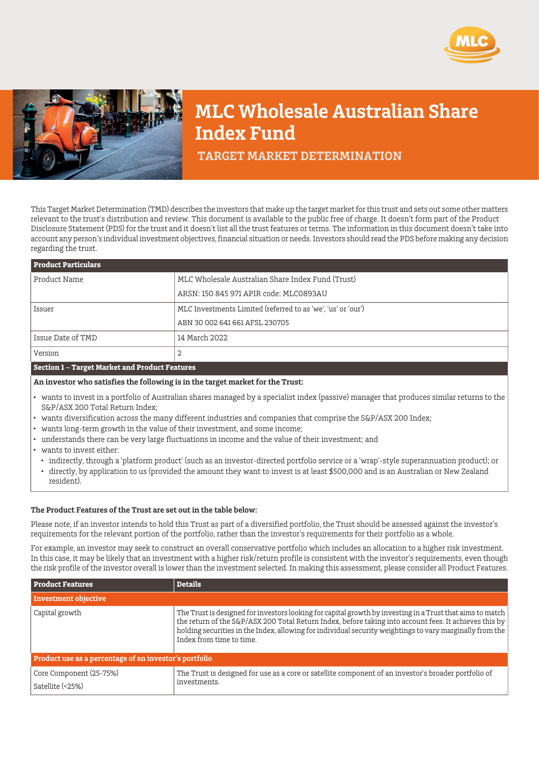# MLC Wholesale Australian Share Index Fund

## TARGET MARKET DETERMINATION

This Target Market Determination (TMD) describes the investors that make up the target market for this trust and sets out some other matters relevant to the trust's distribution and review. This document is available to the public free of charge. It doesn't form part of the Product Disclosure Statement (PDS) for the trust and it doesn't list all the trust features or terms. The information in this document doesn't take into account any person's individual investment objectives, financial situation or needs. Investors should read the PDS before making any decision regarding the trust.

| **Product Particulars** | |
|---|---|
| Product Name | MLC Wholesale Australian Share Index Fund (Trust)<br>ARSN: 150 845 971 APIR code: MLC0893AU |
| Issuer | MLC Investments Limited (referred to as 'we', 'us' or 'our')<br>ABN 30 002 641 661 AFSL 230705 |
| Issue Date of TMD | 14 March 2022 |
| Version | 2 |

**Section 1 – Target Market and Product Features**

**An investor who satisfies the following is in the target market for the Trust:**

- wants to invest in a portfolio of Australian shares managed by a specialist index (passive) manager that produces similar returns to the S&P/ASX 200 Total Return Index;
- wants diversification across the many different industries and companies that comprise the S&P/ASX 200 Index;
- wants long-term growth in the value of their investment, and some income;
- understands there can be very large fluctuations in income and the value of their investment; and
- wants to invest either:
  - indirectly, through a 'platform product' (such as an investor-directed portfolio service or a 'wrap'-style superannuation product); or
  - directly, by application to us (provided the amount they want to invest is at least $500,000 and is an Australian or New Zealand resident).

**The Product Features of the Trust are set out in the table below:**

Please note, if an investor intends to hold this Trust as part of a diversified portfolio, the Trust should be assessed against the investor's requirements for the relevant portion of the portfolio, rather than the investor's requirements for their portfolio as a whole.

For example, an investor may seek to construct an overall conservative portfolio which includes an allocation to a higher risk investment. In this case, it may be likely that an investment with a higher risk/return profile is consistent with the investor's requirements, even though the risk profile of the investor overall is lower than the investment selected. In making this assessment, please consider all Product Features.

| Product Features | Details |
|---|---|
| **Investment objective** | |
| Capital growth | The Trust is designed for investors looking for capital growth by investing in a Trust that aims to match the return of the S&P/ASX 200 Total Return Index, before taking into account fees. It achieves this by holding securities in the Index, allowing for individual security weightings to vary marginally from the Index from time to time. |
| **Product use as a percentage of an investor's portfolio** | |
| Core Component (25-75%)<br>Satellite (<25%) | The Trust is designed for use as a core or satellite component of an investor's broader portfolio of investments. |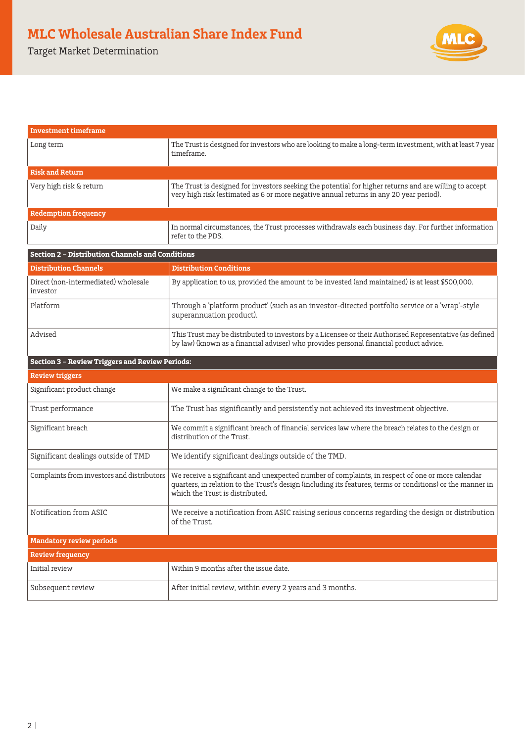| Investment timeframe | |
|---|---|
| Long term | The Trust is designed for investors who are looking to make a long-term investment, with at least 7 year timeframe. |
| **Risk and Return** | |
| Very high risk & return | The Trust is designed for investors seeking the potential for higher returns and are willing to accept very high risk (estimated as 6 or more negative annual returns in any 20 year period). |
| **Redemption frequency** | |
| Daily | In normal circumstances, the Trust processes withdrawals each business day. For further information refer to the PDS. |

## Section 2 – Distribution Channels and Conditions

| Distribution Channels | Distribution Conditions |
|---|---|
| Direct (non-intermediated) wholesale investor | By application to us, provided the amount to be invested (and maintained) is at least $500,000. |
| Platform | Through a 'platform product' (such as an investor-directed portfolio service or a 'wrap'-style superannuation product). |
| Advised | This Trust may be distributed to investors by a Licensee or their Authorised Representative (as defined by law) (known as a financial adviser) who provides personal financial product advice. |

## Section 3 – Review Triggers and Review Periods:

| Review triggers | |
|---|---|
| Significant product change | We make a significant change to the Trust. |
| Trust performance | The Trust has significantly and persistently not achieved its investment objective. |
| Significant breach | We commit a significant breach of financial services law where the breach relates to the design or distribution of the Trust. |
| Significant dealings outside of TMD | We identify significant dealings outside of the TMD. |
| Complaints from investors and distributors | We receive a significant and unexpected number of complaints, in respect of one or more calendar quarters, in relation to the Trust's design (including its features, terms or conditions) or the manner in which the Trust is distributed. |
| Notification from ASIC | We receive a notification from ASIC raising serious concerns regarding the design or distribution of the Trust. |

| Mandatory review periods | |
|---|---|
| **Review frequency** | |
| Initial review | Within 9 months after the issue date. |
| Subsequent review | After initial review, within every 2 years and 3 months. |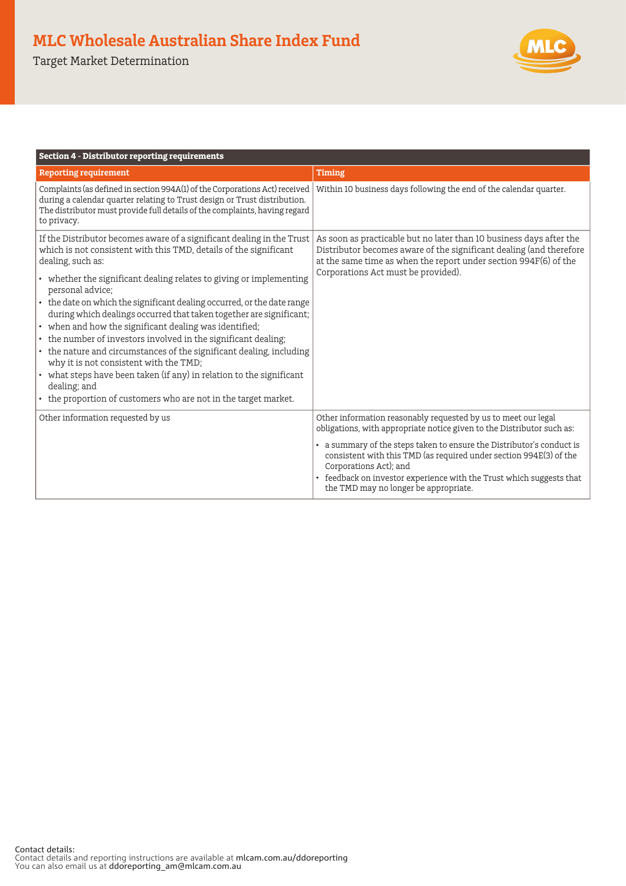| Section 4 - Distributor reporting requirements | |
|---|---|
| **Reporting requirement** | **Timing** |
| Complaints (as defined in section 994A(1) of the Corporations Act) received during a calendar quarter relating to Trust design or Trust distribution. The distributor must provide full details of the complaints, having regard to privacy. | Within 10 business days following the end of the calendar quarter. |
| If the Distributor becomes aware of a significant dealing in the Trust which is not consistent with this TMD, details of the significant dealing, such as:<br>• whether the significant dealing relates to giving or implementing personal advice;<br>• the date on which the significant dealing occurred, or the date range during which dealings occurred that taken together are significant;<br>• when and how the significant dealing was identified;<br>• the number of investors involved in the significant dealing;<br>• the nature and circumstances of the significant dealing, including why it is not consistent with the TMD;<br>• what steps have been taken (if any) in relation to the significant dealing; and<br>• the proportion of customers who are not in the target market. | As soon as practicable but no later than 10 business days after the Distributor becomes aware of the significant dealing (and therefore at the same time as when the report under section 994F(6) of the Corporations Act must be provided). |
| Other information requested by us | Other information reasonably requested by us to meet our legal obligations, with appropriate notice given to the Distributor such as:<br>• a summary of the steps taken to ensure the Distributor's conduct is consistent with this TMD (as required under section 994E(3) of the Corporations Act); and<br>• feedback on investor experience with the Trust which suggests that the TMD may no longer be appropriate. |

Contact details:
Contact details and reporting instructions are available at mlcam.com.au/ddoreporting
You can also email us at ddoreporting_am@mlcam.com.au